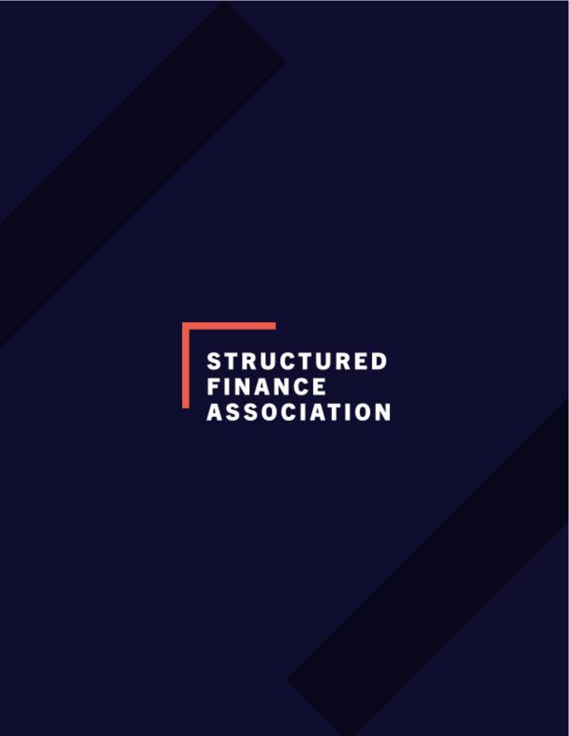STRUCTURED
FINANCE
ASSOCIATION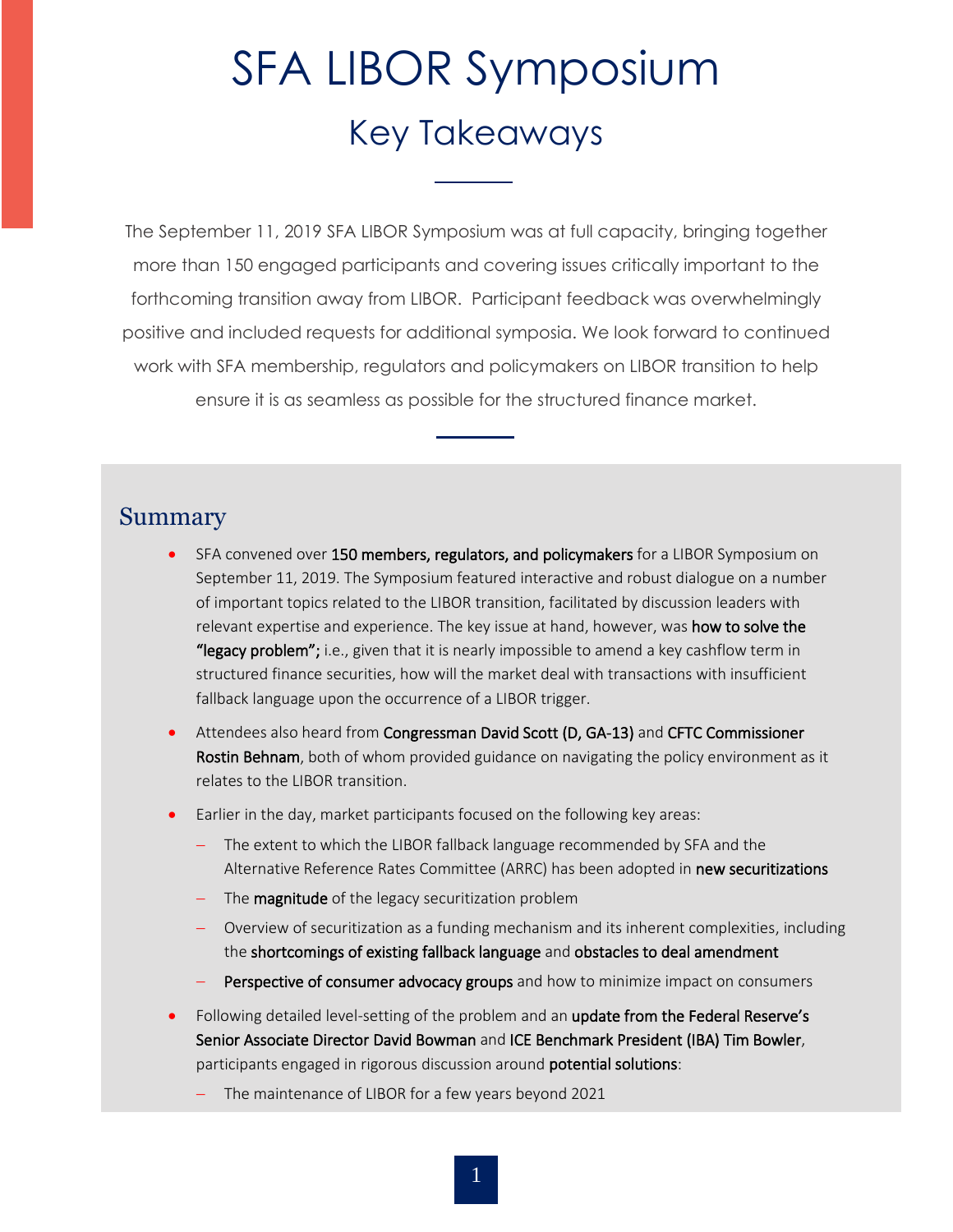# SFA LIBOR Symposium

## Key Takeaways

The September 11, 2019 SFA LIBOR Symposium was at full capacity, bringing together more than 150 engaged participants and covering issues critically important to the forthcoming transition away from LIBOR. Participant feedback was overwhelmingly positive and included requests for additional symposia. We look forward to continued work with SFA membership, regulators and policymakers on LIBOR transition to help ensure it is as seamless as possible for the structured finance market.

## Summary

- SFA convened over **150 members, regulators, and policymakers** for a LIBOR Symposium on September 11, 2019. The Symposium featured interactive and robust dialogue on a number of important topics related to the LIBOR transition, facilitated by discussion leaders with relevant expertise and experience. The key issue at hand, however, was **how to solve the "legacy problem";** i.e., given that it is nearly impossible to amend a key cashflow term in structured finance securities, how will the market deal with transactions with insufficient fallback language upon the occurrence of a LIBOR trigger.
- Attendees also heard from **Congressman David Scott (D, GA-13)** and **CFTC Commissioner Rostin Behnam**, both of whom provided guidance on navigating the policy environment as it relates to the LIBOR transition.
- Earlier in the day, market participants focused on the following key areas:
  - The extent to which the LIBOR fallback language recommended by SFA and the Alternative Reference Rates Committee (ARRC) has been adopted in **new securitizations**
  - The **magnitude** of the legacy securitization problem
  - Overview of securitization as a funding mechanism and its inherent complexities, including the **shortcomings of existing fallback language** and **obstacles to deal amendment**
  - **Perspective of consumer advocacy groups** and how to minimize impact on consumers
- Following detailed level-setting of the problem and an **update from the Federal Reserve's Senior Associate Director David Bowman** and **ICE Benchmark President (IBA) Tim Bowler**, participants engaged in rigorous discussion around **potential solutions**:
  - The maintenance of LIBOR for a few years beyond 2021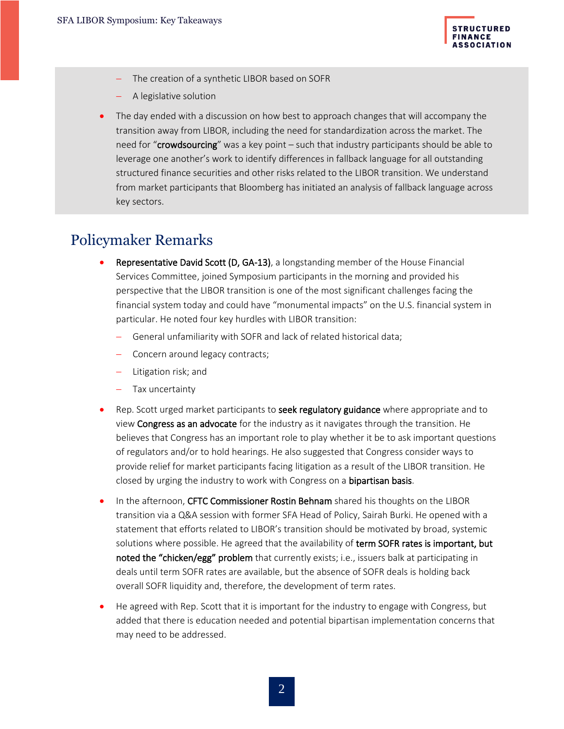- The creation of a synthetic LIBOR based on SOFR
- A legislative solution

- The day ended with a discussion on how best to approach changes that will accompany the transition away from LIBOR, including the need for standardization across the market. The need for "**crowdsourcing**" was a key point – such that industry participants should be able to leverage one another's work to identify differences in fallback language for all outstanding structured finance securities and other risks related to the LIBOR transition. We understand from market participants that Bloomberg has initiated an analysis of fallback language across key sectors.

## Policymaker Remarks

- **Representative David Scott (D, GA-13)**, a longstanding member of the House Financial Services Committee, joined Symposium participants in the morning and provided his perspective that the LIBOR transition is one of the most significant challenges facing the financial system today and could have "monumental impacts" on the U.S. financial system in particular. He noted four key hurdles with LIBOR transition:
  - General unfamiliarity with SOFR and lack of related historical data;
  - Concern around legacy contracts;
  - Litigation risk; and
  - Tax uncertainty

- Rep. Scott urged market participants to **seek regulatory guidance** where appropriate and to view **Congress as an advocate** for the industry as it navigates through the transition. He believes that Congress has an important role to play whether it be to ask important questions of regulators and/or to hold hearings. He also suggested that Congress consider ways to provide relief for market participants facing litigation as a result of the LIBOR transition. He closed by urging the industry to work with Congress on a **bipartisan basis**.

- In the afternoon, **CFTC Commissioner Rostin Behnam** shared his thoughts on the LIBOR transition via a Q&A session with former SFA Head of Policy, Sairah Burki. He opened with a statement that efforts related to LIBOR's transition should be motivated by broad, systemic solutions where possible. He agreed that the availability of **term SOFR rates is important, but noted the "chicken/egg" problem** that currently exists; i.e., issuers balk at participating in deals until term SOFR rates are available, but the absence of SOFR deals is holding back overall SOFR liquidity and, therefore, the development of term rates.

- He agreed with Rep. Scott that it is important for the industry to engage with Congress, but added that there is education needed and potential bipartisan implementation concerns that may need to be addressed.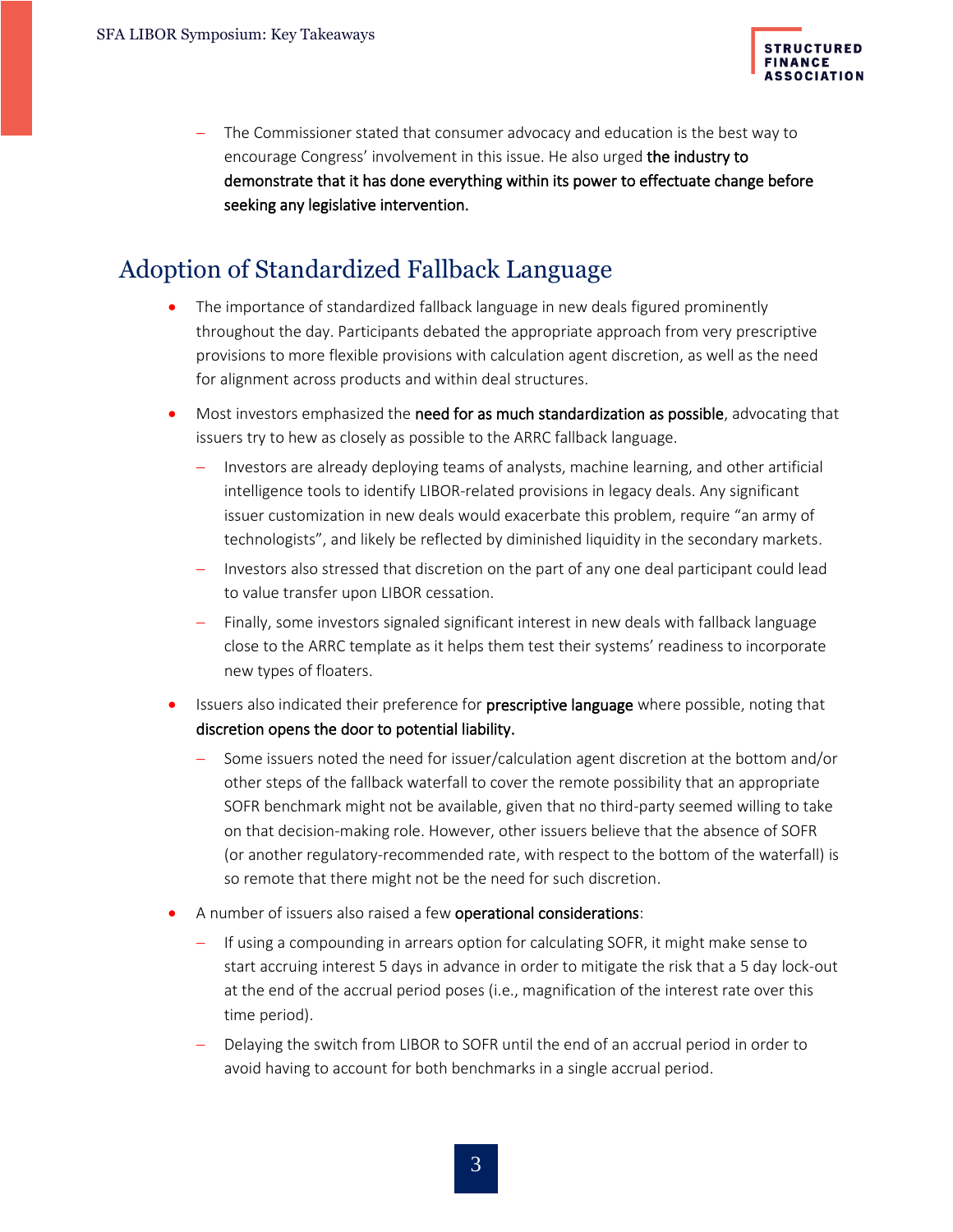- The Commissioner stated that consumer advocacy and education is the best way to encourage Congress' involvement in this issue. He also urged **the industry to demonstrate that it has done everything within its power to effectuate change before seeking any legislative intervention.**

## Adoption of Standardized Fallback Language

- The importance of standardized fallback language in new deals figured prominently throughout the day. Participants debated the appropriate approach from very prescriptive provisions to more flexible provisions with calculation agent discretion, as well as the need for alignment across products and within deal structures.
- Most investors emphasized the **need for as much standardization as possible**, advocating that issuers try to hew as closely as possible to the ARRC fallback language.
  - Investors are already deploying teams of analysts, machine learning, and other artificial intelligence tools to identify LIBOR-related provisions in legacy deals. Any significant issuer customization in new deals would exacerbate this problem, require "an army of technologists", and likely be reflected by diminished liquidity in the secondary markets.
  - Investors also stressed that discretion on the part of any one deal participant could lead to value transfer upon LIBOR cessation.
  - Finally, some investors signaled significant interest in new deals with fallback language close to the ARRC template as it helps them test their systems' readiness to incorporate new types of floaters.
- Issuers also indicated their preference for **prescriptive language** where possible, noting that **discretion opens the door to potential liability.**
  - Some issuers noted the need for issuer/calculation agent discretion at the bottom and/or other steps of the fallback waterfall to cover the remote possibility that an appropriate SOFR benchmark might not be available, given that no third-party seemed willing to take on that decision-making role. However, other issuers believe that the absence of SOFR (or another regulatory-recommended rate, with respect to the bottom of the waterfall) is so remote that there might not be the need for such discretion.
- A number of issuers also raised a few **operational considerations**:
  - If using a compounding in arrears option for calculating SOFR, it might make sense to start accruing interest 5 days in advance in order to mitigate the risk that a 5 day lock-out at the end of the accrual period poses (i.e., magnification of the interest rate over this time period).
  - Delaying the switch from LIBOR to SOFR until the end of an accrual period in order to avoid having to account for both benchmarks in a single accrual period.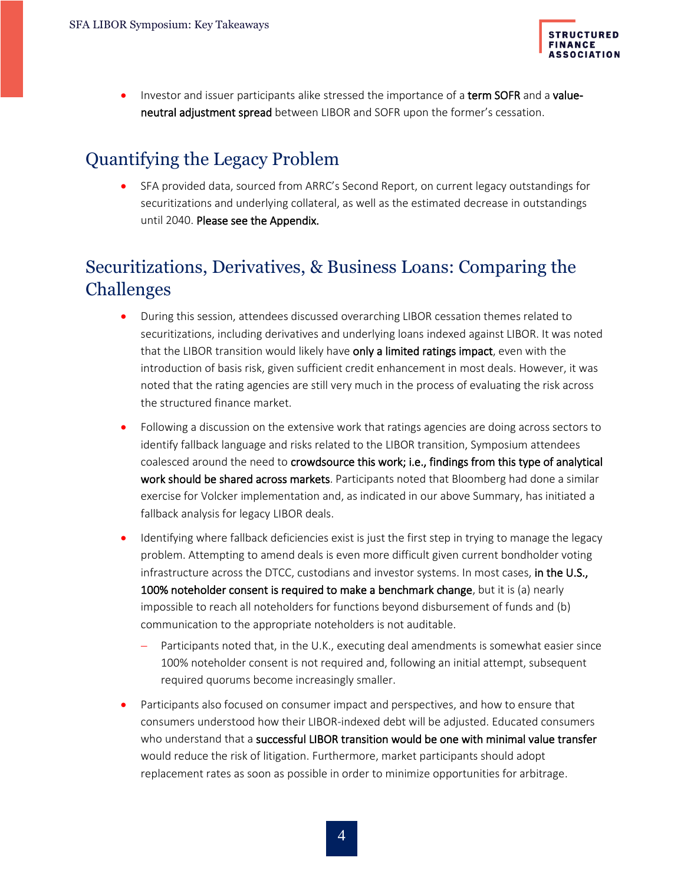- Investor and issuer participants alike stressed the importance of a **term SOFR** and a **value-neutral adjustment spread** between LIBOR and SOFR upon the former's cessation.

## Quantifying the Legacy Problem

- SFA provided data, sourced from ARRC's Second Report, on current legacy outstandings for securitizations and underlying collateral, as well as the estimated decrease in outstandings until 2040. **Please see the Appendix.**

## Securitizations, Derivatives, & Business Loans: Comparing the Challenges

- During this session, attendees discussed overarching LIBOR cessation themes related to securitizations, including derivatives and underlying loans indexed against LIBOR. It was noted that the LIBOR transition would likely have **only a limited ratings impact**, even with the introduction of basis risk, given sufficient credit enhancement in most deals. However, it was noted that the rating agencies are still very much in the process of evaluating the risk across the structured finance market.
- Following a discussion on the extensive work that ratings agencies are doing across sectors to identify fallback language and risks related to the LIBOR transition, Symposium attendees coalesced around the need to **crowdsource this work; i.e., findings from this type of analytical work should be shared across markets**. Participants noted that Bloomberg had done a similar exercise for Volcker implementation and, as indicated in our above Summary, has initiated a fallback analysis for legacy LIBOR deals.
- Identifying where fallback deficiencies exist is just the first step in trying to manage the legacy problem. Attempting to amend deals is even more difficult given current bondholder voting infrastructure across the DTCC, custodians and investor systems. In most cases, **in the U.S., 100% noteholder consent is required to make a benchmark change**, but it is (a) nearly impossible to reach all noteholders for functions beyond disbursement of funds and (b) communication to the appropriate noteholders is not auditable.
  - Participants noted that, in the U.K., executing deal amendments is somewhat easier since 100% noteholder consent is not required and, following an initial attempt, subsequent required quorums become increasingly smaller.
- Participants also focused on consumer impact and perspectives, and how to ensure that consumers understood how their LIBOR-indexed debt will be adjusted. Educated consumers who understand that a **successful LIBOR transition would be one with minimal value transfer** would reduce the risk of litigation. Furthermore, market participants should adopt replacement rates as soon as possible in order to minimize opportunities for arbitrage.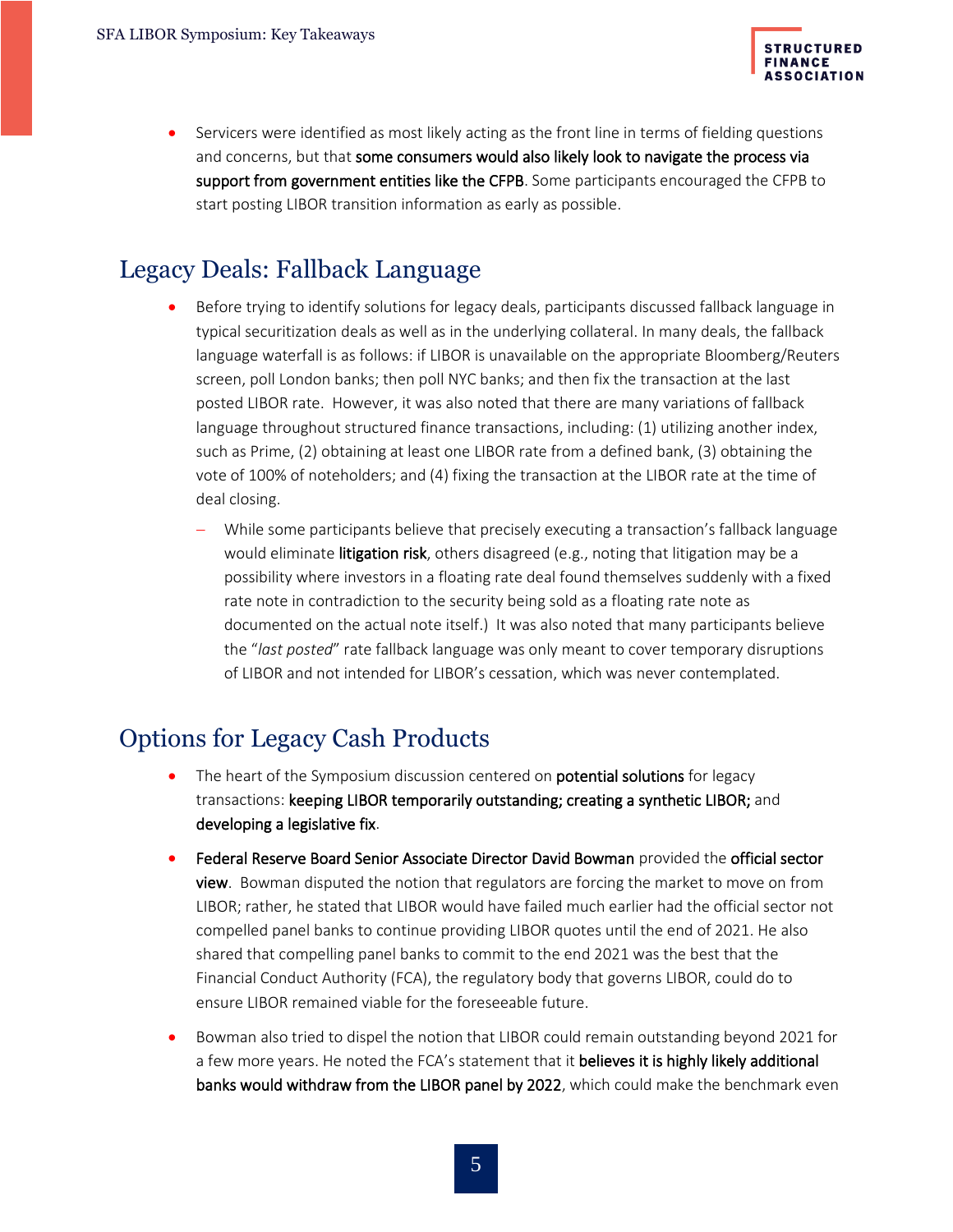- Servicers were identified as most likely acting as the front line in terms of fielding questions and concerns, but that **some consumers would also likely look to navigate the process via support from government entities like the CFPB**. Some participants encouraged the CFPB to start posting LIBOR transition information as early as possible.

## Legacy Deals: Fallback Language

- Before trying to identify solutions for legacy deals, participants discussed fallback language in typical securitization deals as well as in the underlying collateral. In many deals, the fallback language waterfall is as follows: if LIBOR is unavailable on the appropriate Bloomberg/Reuters screen, poll London banks; then poll NYC banks; and then fix the transaction at the last posted LIBOR rate. However, it was also noted that there are many variations of fallback language throughout structured finance transactions, including: (1) utilizing another index, such as Prime, (2) obtaining at least one LIBOR rate from a defined bank, (3) obtaining the vote of 100% of noteholders; and (4) fixing the transaction at the LIBOR rate at the time of deal closing.
  - While some participants believe that precisely executing a transaction's fallback language would eliminate **litigation risk**, others disagreed (e.g., noting that litigation may be a possibility where investors in a floating rate deal found themselves suddenly with a fixed rate note in contradiction to the security being sold as a floating rate note as documented on the actual note itself.) It was also noted that many participants believe the "*last posted*" rate fallback language was only meant to cover temporary disruptions of LIBOR and not intended for LIBOR's cessation, which was never contemplated.

## Options for Legacy Cash Products

- The heart of the Symposium discussion centered on **potential solutions** for legacy transactions: **keeping LIBOR temporarily outstanding; creating a synthetic LIBOR;** and **developing a legislative fix**.
- **Federal Reserve Board Senior Associate Director David Bowman** provided the **official sector view**. Bowman disputed the notion that regulators are forcing the market to move on from LIBOR; rather, he stated that LIBOR would have failed much earlier had the official sector not compelled panel banks to continue providing LIBOR quotes until the end of 2021. He also shared that compelling panel banks to commit to the end 2021 was the best that the Financial Conduct Authority (FCA), the regulatory body that governs LIBOR, could do to ensure LIBOR remained viable for the foreseeable future.
- Bowman also tried to dispel the notion that LIBOR could remain outstanding beyond 2021 for a few more years. He noted the FCA's statement that it **believes it is highly likely additional banks would withdraw from the LIBOR panel by 2022**, which could make the benchmark even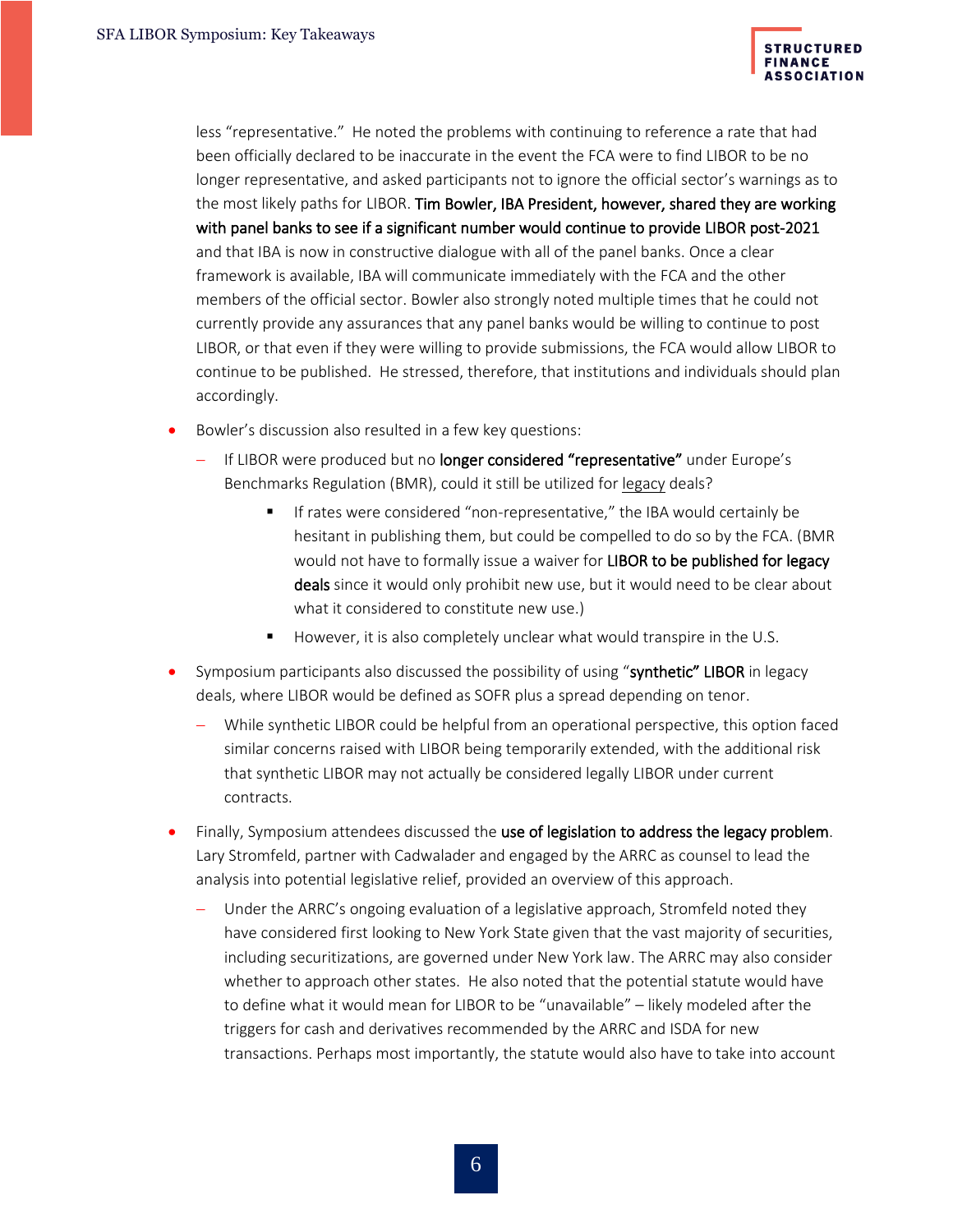less "representative." He noted the problems with continuing to reference a rate that had been officially declared to be inaccurate in the event the FCA were to find LIBOR to be no longer representative, and asked participants not to ignore the official sector's warnings as to the most likely paths for LIBOR. **Tim Bowler, IBA President, however, shared they are working with panel banks to see if a significant number would continue to provide LIBOR post-2021** and that IBA is now in constructive dialogue with all of the panel banks. Once a clear framework is available, IBA will communicate immediately with the FCA and the other members of the official sector. Bowler also strongly noted multiple times that he could not currently provide any assurances that any panel banks would be willing to continue to post LIBOR, or that even if they were willing to provide submissions, the FCA would allow LIBOR to continue to be published. He stressed, therefore, that institutions and individuals should plan accordingly.

- Bowler's discussion also resulted in a few key questions:
  - If LIBOR were produced but no **longer considered "representative"** under Europe's Benchmarks Regulation (BMR), could it still be utilized for legacy deals?
    - If rates were considered "non-representative," the IBA would certainly be hesitant in publishing them, but could be compelled to do so by the FCA. (BMR would not have to formally issue a waiver for **LIBOR to be published for legacy deals** since it would only prohibit new use, but it would need to be clear about what it considered to constitute new use.)
    - However, it is also completely unclear what would transpire in the U.S.
- Symposium participants also discussed the possibility of using "**synthetic" LIBOR** in legacy deals, where LIBOR would be defined as SOFR plus a spread depending on tenor.
  - While synthetic LIBOR could be helpful from an operational perspective, this option faced similar concerns raised with LIBOR being temporarily extended, with the additional risk that synthetic LIBOR may not actually be considered legally LIBOR under current contracts.
- Finally, Symposium attendees discussed the **use of legislation to address the legacy problem**. Lary Stromfeld, partner with Cadwalader and engaged by the ARRC as counsel to lead the analysis into potential legislative relief, provided an overview of this approach.
  - Under the ARRC's ongoing evaluation of a legislative approach, Stromfeld noted they have considered first looking to New York State given that the vast majority of securities, including securitizations, are governed under New York law. The ARRC may also consider whether to approach other states. He also noted that the potential statute would have to define what it would mean for LIBOR to be "unavailable" – likely modeled after the triggers for cash and derivatives recommended by the ARRC and ISDA for new transactions. Perhaps most importantly, the statute would also have to take into account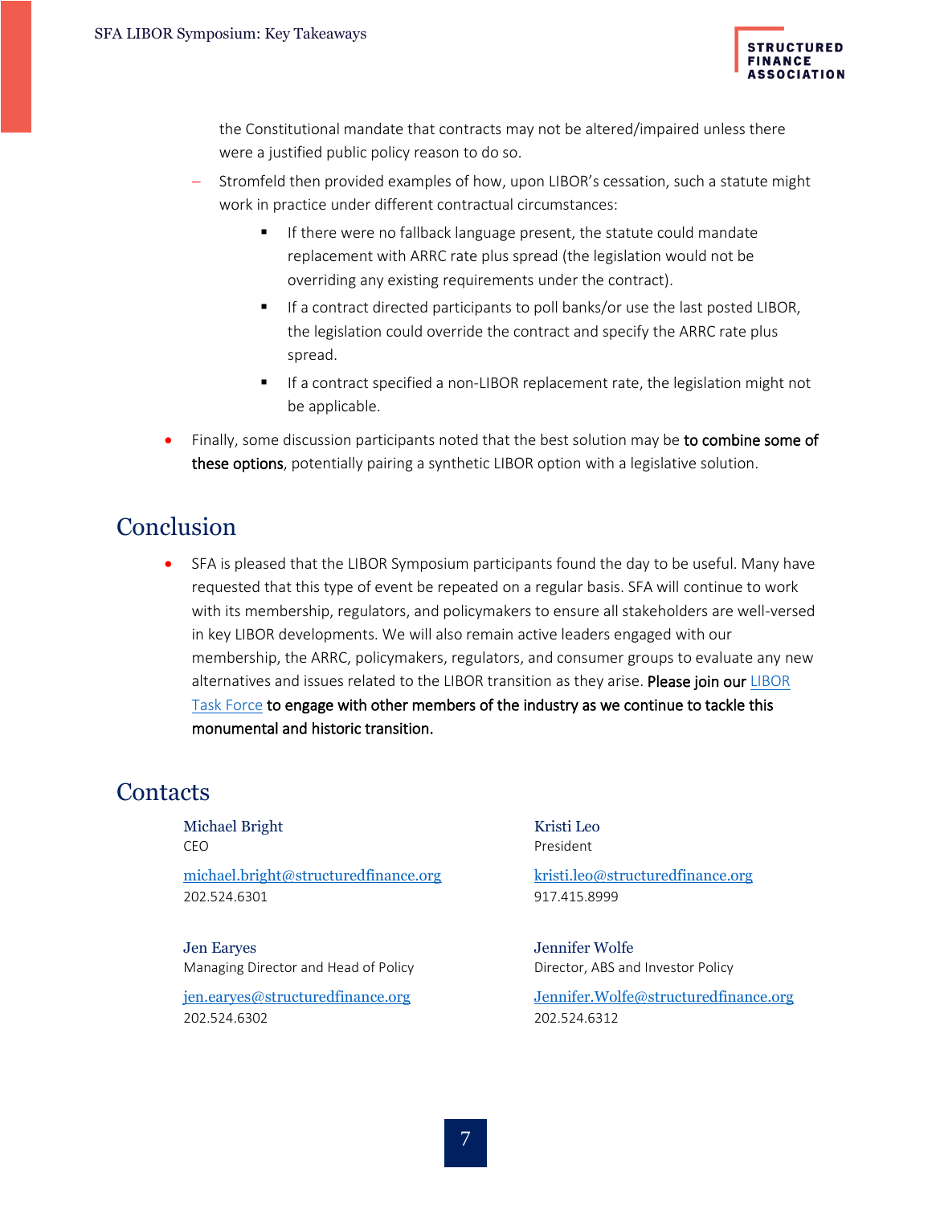the Constitutional mandate that contracts may not be altered/impaired unless there were a justified public policy reason to do so.

   - Stromfeld then provided examples of how, upon LIBOR's cessation, such a statute might work in practice under different contractual circumstances:
      - If there were no fallback language present, the statute could mandate replacement with ARRC rate plus spread (the legislation would not be overriding any existing requirements under the contract).
      - If a contract directed participants to poll banks/or use the last posted LIBOR, the legislation could override the contract and specify the ARRC rate plus spread.
      - If a contract specified a non-LIBOR replacement rate, the legislation might not be applicable.
- Finally, some discussion participants noted that the best solution may be **to combine some of these options**, potentially pairing a synthetic LIBOR option with a legislative solution.

## Conclusion

- SFA is pleased that the LIBOR Symposium participants found the day to be useful. Many have requested that this type of event be repeated on a regular basis. SFA will continue to work with its membership, regulators, and policymakers to ensure all stakeholders are well-versed in key LIBOR developments. We will also remain active leaders engaged with our membership, the ARRC, policymakers, regulators, and consumer groups to evaluate any new alternatives and issues related to the LIBOR transition as they arise. **Please join our LIBOR Task Force to engage with other members of the industry as we continue to tackle this monumental and historic transition.**

## Contacts

Michael Bright
CEO
michael.bright@structuredfinance.org
202.524.6301

Kristi Leo
President
kristi.leo@structuredfinance.org
917.415.8999

Jen Earyes
Managing Director and Head of Policy
jen.earyes@structuredfinance.org
202.524.6302

Jennifer Wolfe
Director, ABS and Investor Policy
Jennifer.Wolfe@structuredfinance.org
202.524.6312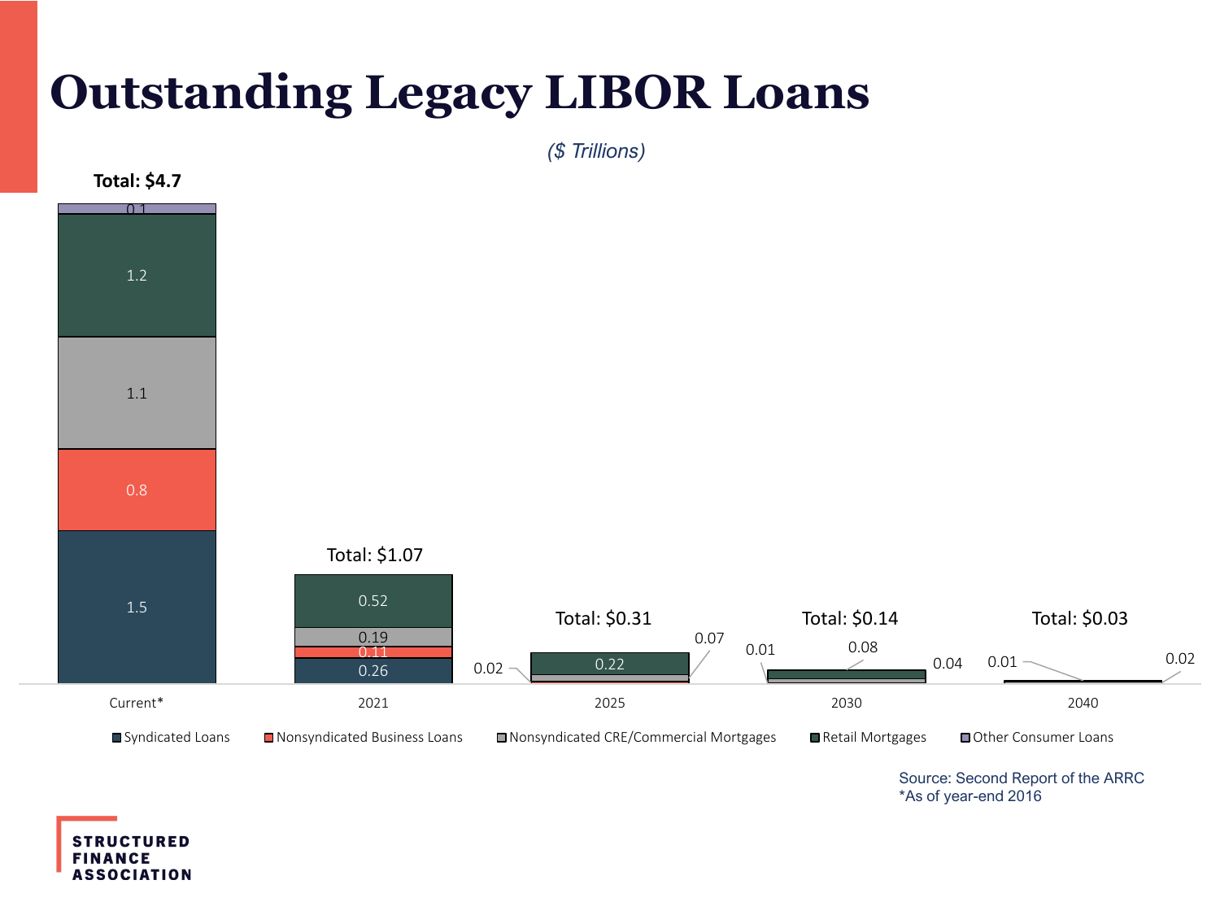# Outstanding Legacy LIBOR Loans

*($ Trillions)*

| | Current* | 2021 | 2025 | 2030 | 2040 |
|---|---|---|---|---|---|
| Total | $4.7 | $1.07 | $0.31 | $0.14 | $0.03 |
| Syndicated Loans | 1.5 | 0.26 | | | |
| Nonsyndicated Business Loans | 0.8 | 0.11 | | | |
| Nonsyndicated CRE/Commercial Mortgages | 1.1 | 0.19 | | | |
| Retail Mortgages | 1.2 | 0.52 | 0.22 | 0.08 | |
| Other Consumer Loans | 0.1 | | | | |

Other data labels shown: 2025: 0.02, 0.07; 2030: 0.01, 0.04; 2040: 0.01, 0.02

Source: Second Report of the ARRC
*As of year-end 2016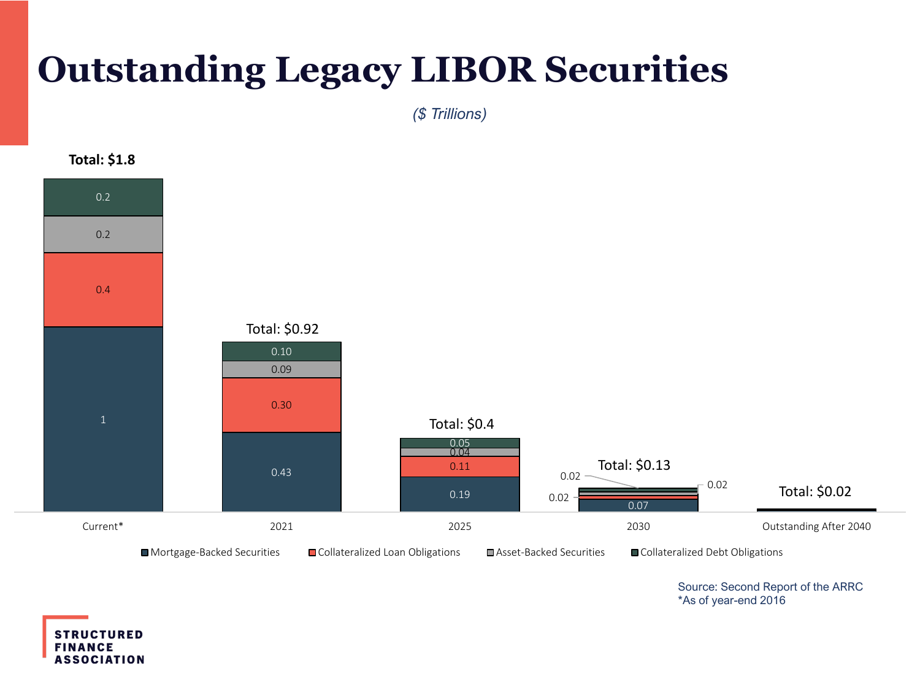# Outstanding Legacy LIBOR Securities

*($ Trillions)*

Total: $1.8

0.2

0.2

0.4

1

Current*

Total: $0.92

0.10

0.09

0.30

0.43

2021

Total: $0.4

0.05

0.04

0.11

0.19

2025

Total: $0.13

0.02

0.02

0.02

0.07

2030

Total: $0.02

Outstanding After 2040

Mortgage-Backed Securities

Collateralized Loan Obligations

Asset-Backed Securities

Collateralized Debt Obligations

Source: Second Report of the ARRC

*As of year-end 2016

STRUCTURED FINANCE ASSOCIATION